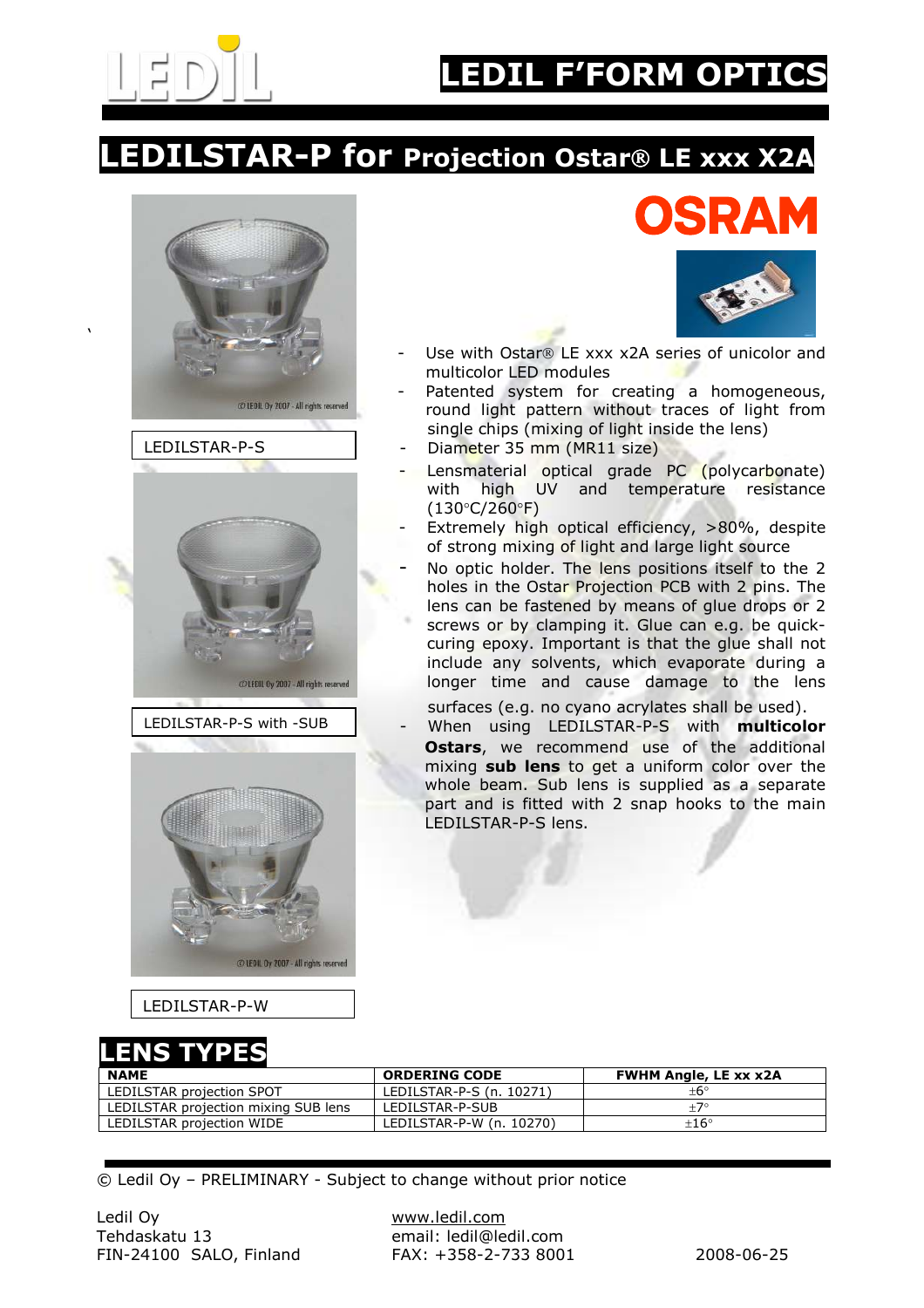# LEDIL F'FORM OPTICS

## LEDILSTAR-P for Projection Ostar® LE xxx X2A

OSRAM

LEDILSTAR-P-S

LEDILSTAR-P-S with -SUB

LEDILSTAR-P-W

- Use with Ostar® LE xxx x2A series of unicolor and multicolor LED modules
- Patented system for creating a homogeneous, round light pattern without traces of light from single chips (mixing of light inside the lens)
- Diameter 35 mm (MR11 size)
- Lensmaterial optical grade PC (polycarbonate) with high UV and temperature resistance (130°C/260°F)
- Extremely high optical efficiency, >80%, despite of strong mixing of light and large light source
- No optic holder. The lens positions itself to the 2 holes in the Ostar Projection PCB with 2 pins. The lens can be fastened by means of glue drops or 2 screws or by clamping it. Glue can e.g. be quick-curing epoxy. Important is that the glue shall not include any solvents, which evaporate during a longer time and cause damage to the lens surfaces (e.g. no cyano acrylates shall be used).
- When using LEDILSTAR-P-S with **multicolor Ostars**, we recommend use of the additional mixing **sub lens** to get a uniform color over the whole beam. Sub lens is supplied as a separate part and is fitted with 2 snap hooks to the main LEDILSTAR-P-S lens.

## LENS TYPES

| NAME | ORDERING CODE | FWHM Angle, LE xx x2A |
|---|---|---|
| LEDILSTAR projection SPOT | LEDILSTAR-P-S (n. 10271) | ±6° |
| LEDILSTAR projection mixing SUB lens | LEDILSTAR-P-SUB | ±7° |
| LEDILSTAR projection WIDE | LEDILSTAR-P-W (n. 10270) | ±16° |

© Ledil Oy – PRELIMINARY - Subject to change without prior notice

Ledil Oy
Tehdaskatu 13
FIN-24100 SALO, Finland

www.ledil.com
email: ledil@ledil.com
FAX: +358-2-733 8001

2008-06-25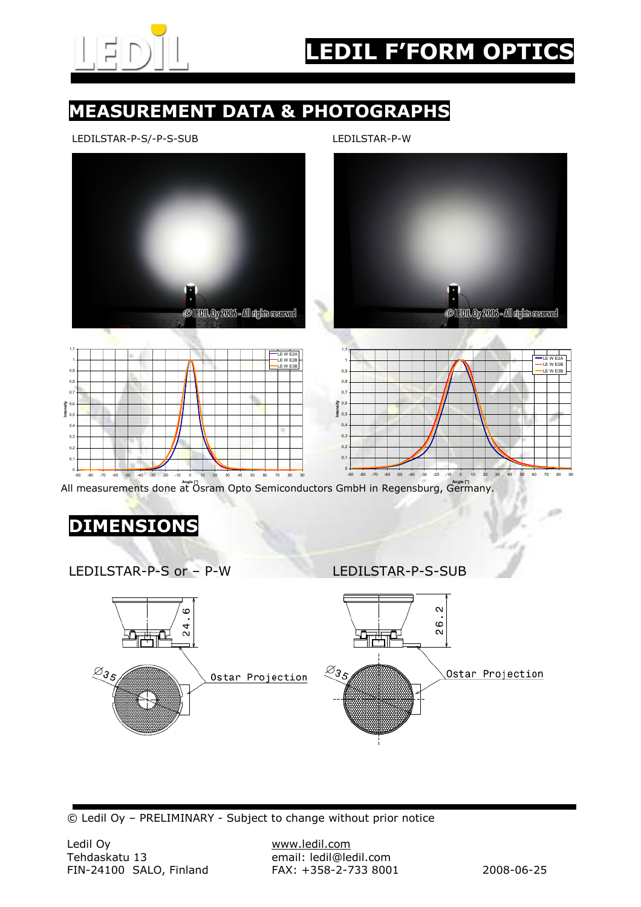# LEDIL F'FORM OPTICS

## MEASUREMENT DATA & PHOTOGRAPHS

LEDILSTAR-P-S/-P-S-SUB

© LEDIL Oy 2006 - All rights reserved

LE W E2A
LE W E2B
LE W E3B

Intensity

Angle [°]

-90 -80 -70 -60 -50 -40 -30 -20 -10 0 10 20 30 40 50 60 70 80 90

LEDILSTAR-P-W

© LEDIL Oy 2006 - All rights reserved

LE W E2A
LE W E2B
LE W E3B

Intensity

Angle [°]

-90 -80 -70 -60 -50 -40 -30 -20 -10 0 10 20 30 40 50 60 70 80 90

All measurements done at Osram Opto Semiconductors GmbH in Regensburg, Germany.

## DIMENSIONS

LEDILSTAR-P-S or – P-W

24.6

Ø35

Ostar Projection

LEDILSTAR-P-S-SUB

26.2

Ø35

Ostar Projection

© Ledil Oy – PRELIMINARY - Subject to change without prior notice

Ledil Oy
Tehdaskatu 13
FIN-24100 SALO, Finland

www.ledil.com
email: ledil@ledil.com
FAX: +358-2-733 8001

2008-06-25